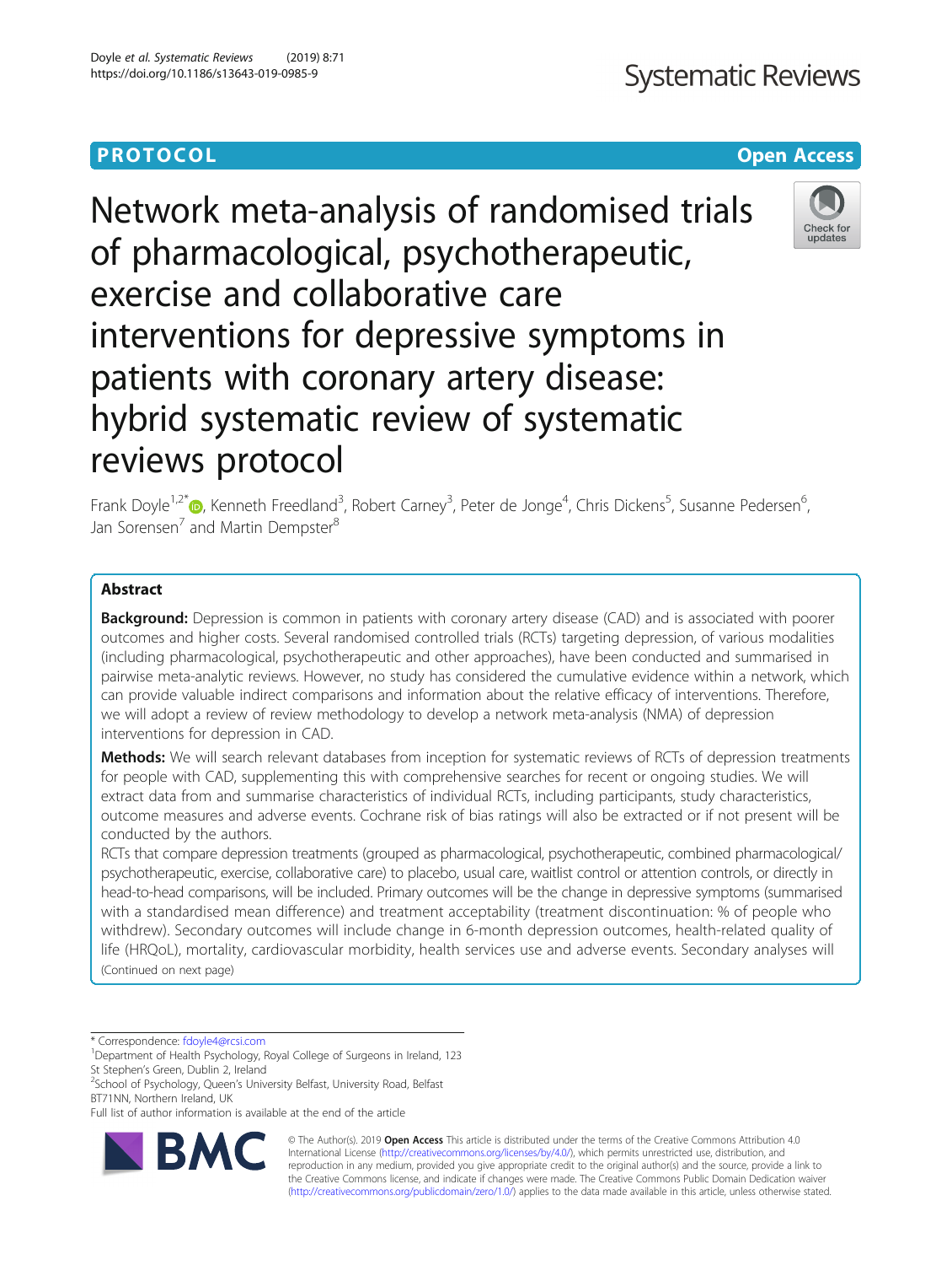PROTOCOL

Open Access

# Network meta-analysis of randomised trials of pharmacological, psychotherapeutic, exercise and collaborative care interventions for depressive symptoms in patients with coronary artery disease: hybrid systematic review of systematic reviews protocol

Frank Doyle[1,2*], Kenneth Freedland[3], Robert Carney[3], Peter de Jonge[4], Chris Dickens[5], Susanne Pedersen[6], Jan Sorensen[7] and Martin Dempster[8]

## Abstract

**Background:** Depression is common in patients with coronary artery disease (CAD) and is associated with poorer outcomes and higher costs. Several randomised controlled trials (RCTs) targeting depression, of various modalities (including pharmacological, psychotherapeutic and other approaches), have been conducted and summarised in pairwise meta-analytic reviews. However, no study has considered the cumulative evidence within a network, which can provide valuable indirect comparisons and information about the relative efficacy of interventions. Therefore, we will adopt a review of review methodology to develop a network meta-analysis (NMA) of depression interventions for depression in CAD.

**Methods:** We will search relevant databases from inception for systematic reviews of RCTs of depression treatments for people with CAD, supplementing this with comprehensive searches for recent or ongoing studies. We will extract data from and summarise characteristics of individual RCTs, including participants, study characteristics, outcome measures and adverse events. Cochrane risk of bias ratings will also be extracted or if not present will be conducted by the authors.

RCTs that compare depression treatments (grouped as pharmacological, psychotherapeutic, combined pharmacological/psychotherapeutic, exercise, collaborative care) to placebo, usual care, waitlist control or attention controls, or directly in head-to-head comparisons, will be included. Primary outcomes will be the change in depressive symptoms (summarised with a standardised mean difference) and treatment acceptability (treatment discontinuation: % of people who withdrew). Secondary outcomes will include change in 6-month depression outcomes, health-related quality of life (HRQoL), mortality, cardiovascular morbidity, health services use and adverse events. Secondary analyses will

(Continued on next page)

\* Correspondence: fdoyle4@rcsi.com

[1]Department of Health Psychology, Royal College of Surgeons in Ireland, 123 St Stephen's Green, Dublin 2, Ireland

[2]School of Psychology, Queen's University Belfast, University Road, Belfast BT71NN, Northern Ireland, UK

Full list of author information is available at the end of the article

© The Author(s). 2019 **Open Access** This article is distributed under the terms of the Creative Commons Attribution 4.0 International License (http://creativecommons.org/licenses/by/4.0/), which permits unrestricted use, distribution, and reproduction in any medium, provided you give appropriate credit to the original author(s) and the source, provide a link to the Creative Commons license, and indicate if changes were made. The Creative Commons Public Domain Dedication waiver (http://creativecommons.org/publicdomain/zero/1.0/) applies to the data made available in this article, unless otherwise stated.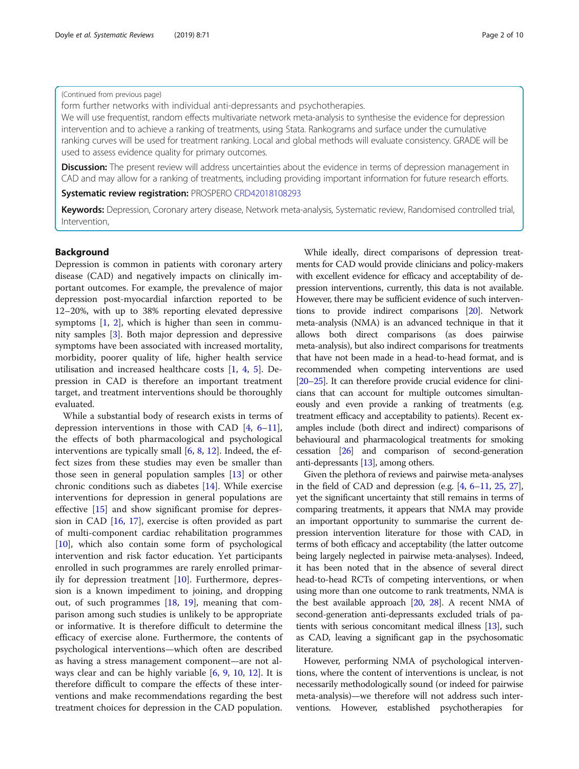(Continued from previous page)

form further networks with individual anti-depressants and psychotherapies.

We will use frequentist, random effects multivariate network meta-analysis to synthesise the evidence for depression intervention and to achieve a ranking of treatments, using Stata. Rankograms and surface under the cumulative ranking curves will be used for treatment ranking. Local and global methods will evaluate consistency. GRADE will be used to assess evidence quality for primary outcomes.

**Discussion:** The present review will address uncertainties about the evidence in terms of depression management in CAD and may allow for a ranking of treatments, including providing important information for future research efforts.

**Systematic review registration:** PROSPERO CRD42018108293

**Keywords:** Depression, Coronary artery disease, Network meta-analysis, Systematic review, Randomised controlled trial, Intervention,

## Background

Depression is common in patients with coronary artery disease (CAD) and negatively impacts on clinically important outcomes. For example, the prevalence of major depression post-myocardial infarction reported to be 12–20%, with up to 38% reporting elevated depressive symptoms [1, 2], which is higher than seen in community samples [3]. Both major depression and depressive symptoms have been associated with increased mortality, morbidity, poorer quality of life, higher health service utilisation and increased healthcare costs [1, 4, 5]. Depression in CAD is therefore an important treatment target, and treatment interventions should be thoroughly evaluated.

While a substantial body of research exists in terms of depression interventions in those with CAD [4, 6–11], the effects of both pharmacological and psychological interventions are typically small [6, 8, 12]. Indeed, the effect sizes from these studies may even be smaller than those seen in general population samples [13] or other chronic conditions such as diabetes [14]. While exercise interventions for depression in general populations are effective [15] and show significant promise for depression in CAD [16, 17], exercise is often provided as part of multi-component cardiac rehabilitation programmes [10], which also contain some form of psychological intervention and risk factor education. Yet participants enrolled in such programmes are rarely enrolled primarily for depression treatment [10]. Furthermore, depression is a known impediment to joining, and dropping out, of such programmes [18, 19], meaning that comparison among such studies is unlikely to be appropriate or informative. It is therefore difficult to determine the efficacy of exercise alone. Furthermore, the contents of psychological interventions—which often are described as having a stress management component—are not always clear and can be highly variable [6, 9, 10, 12]. It is therefore difficult to compare the effects of these interventions and make recommendations regarding the best treatment choices for depression in the CAD population.

While ideally, direct comparisons of depression treatments for CAD would provide clinicians and policy-makers with excellent evidence for efficacy and acceptability of depression interventions, currently, this data is not available. However, there may be sufficient evidence of such interventions to provide indirect comparisons [20]. Network meta-analysis (NMA) is an advanced technique in that it allows both direct comparisons (as does pairwise meta-analysis), but also indirect comparisons for treatments that have not been made in a head-to-head format, and is recommended when competing interventions are used [20–25]. It can therefore provide crucial evidence for clinicians that can account for multiple outcomes simultaneously and even provide a ranking of treatments (e.g. treatment efficacy and acceptability to patients). Recent examples include (both direct and indirect) comparisons of behavioural and pharmacological treatments for smoking cessation [26] and comparison of second-generation anti-depressants [13], among others.

Given the plethora of reviews and pairwise meta-analyses in the field of CAD and depression (e.g. [4, 6–11, 25, 27], yet the significant uncertainty that still remains in terms of comparing treatments, it appears that NMA may provide an important opportunity to summarise the current depression intervention literature for those with CAD, in terms of both efficacy and acceptability (the latter outcome being largely neglected in pairwise meta-analyses). Indeed, it has been noted that in the absence of several direct head-to-head RCTs of competing interventions, or when using more than one outcome to rank treatments, NMA is the best available approach [20, 28]. A recent NMA of second-generation anti-depressants excluded trials of patients with serious concomitant medical illness [13], such as CAD, leaving a significant gap in the psychosomatic literature.

However, performing NMA of psychological interventions, where the content of interventions is unclear, is not necessarily methodologically sound (or indeed for pairwise meta-analysis)—we therefore will not address such interventions. However, established psychotherapies for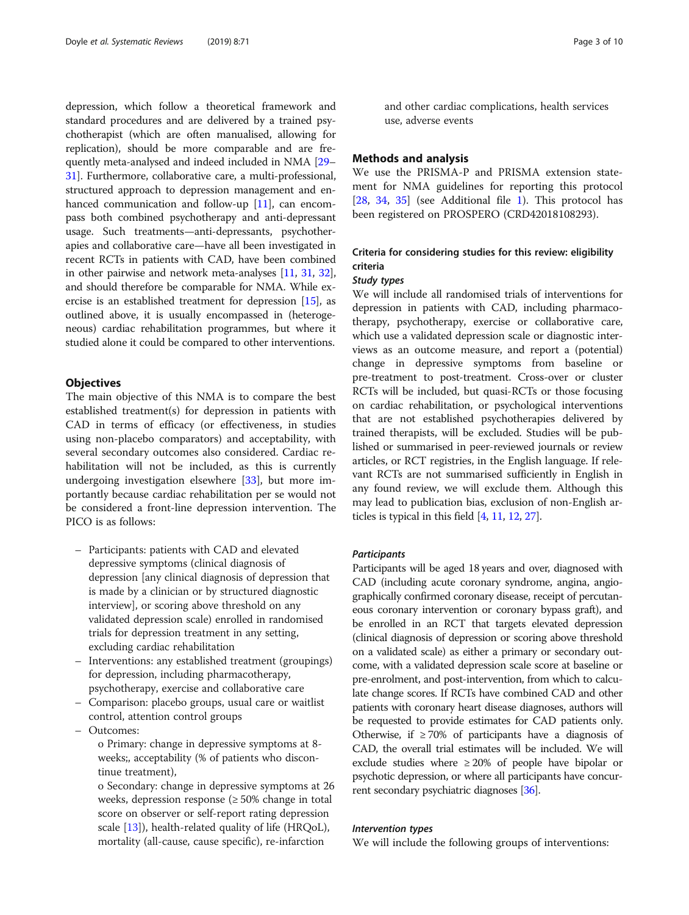depression, which follow a theoretical framework and standard procedures and are delivered by a trained psychotherapist (which are often manualised, allowing for replication), should be more comparable and are frequently meta-analysed and indeed included in NMA [29–31]. Furthermore, collaborative care, a multi-professional, structured approach to depression management and enhanced communication and follow-up [11], can encompass both combined psychotherapy and anti-depressant usage. Such treatments—anti-depressants, psychotherapies and collaborative care—have all been investigated in recent RCTs in patients with CAD, have been combined in other pairwise and network meta-analyses [11, 31, 32], and should therefore be comparable for NMA. While exercise is an established treatment for depression [15], as outlined above, it is usually encompassed in (heterogeneous) cardiac rehabilitation programmes, but where it studied alone it could be compared to other interventions.

## Objectives

The main objective of this NMA is to compare the best established treatment(s) for depression in patients with CAD in terms of efficacy (or effectiveness, in studies using non-placebo comparators) and acceptability, with several secondary outcomes also considered. Cardiac rehabilitation will not be included, as this is currently undergoing investigation elsewhere [33], but more importantly because cardiac rehabilitation per se would not be considered a front-line depression intervention. The PICO is as follows:

– Participants: patients with CAD and elevated depressive symptoms (clinical diagnosis of depression [any clinical diagnosis of depression that is made by a clinician or by structured diagnostic interview], or scoring above threshold on any validated depression scale) enrolled in randomised trials for depression treatment in any setting, excluding cardiac rehabilitation
– Interventions: any established treatment (groupings) for depression, including pharmacotherapy, psychotherapy, exercise and collaborative care
– Comparison: placebo groups, usual care or waitlist control, attention control groups
– Outcomes:
 o Primary: change in depressive symptoms at 8-weeks;, acceptability (% of patients who discontinue treatment),
 o Secondary: change in depressive symptoms at 26 weeks, depression response (≥ 50% change in total score on observer or self-report rating depression scale [13]), health-related quality of life (HRQoL), mortality (all-cause, cause specific), re-infarction and other cardiac complications, health services use, adverse events

## Methods and analysis

We use the PRISMA-P and PRISMA extension statement for NMA guidelines for reporting this protocol [28, 34, 35] (see Additional file 1). This protocol has been registered on PROSPERO (CRD42018108293).

### Criteria for considering studies for this review: eligibility criteria

#### *Study types*

We will include all randomised trials of interventions for depression in patients with CAD, including pharmacotherapy, psychotherapy, exercise or collaborative care, which use a validated depression scale or diagnostic interviews as an outcome measure, and report a (potential) change in depressive symptoms from baseline or pre-treatment to post-treatment. Cross-over or cluster RCTs will be included, but quasi-RCTs or those focusing on cardiac rehabilitation, or psychological interventions that are not established psychotherapies delivered by trained therapists, will be excluded. Studies will be published or summarised in peer-reviewed journals or review articles, or RCT registries, in the English language. If relevant RCTs are not summarised sufficiently in English in any found review, we will exclude them. Although this may lead to publication bias, exclusion of non-English articles is typical in this field [4, 11, 12, 27].

#### *Participants*

Participants will be aged 18 years and over, diagnosed with CAD (including acute coronary syndrome, angina, angiographically confirmed coronary disease, receipt of percutaneous coronary intervention or coronary bypass graft), and be enrolled in an RCT that targets elevated depression (clinical diagnosis of depression or scoring above threshold on a validated scale) as either a primary or secondary outcome, with a validated depression scale score at baseline or pre-enrolment, and post-intervention, from which to calculate change scores. If RCTs have combined CAD and other patients with coronary heart disease diagnoses, authors will be requested to provide estimates for CAD patients only. Otherwise, if ≥ 70% of participants have a diagnosis of CAD, the overall trial estimates will be included. We will exclude studies where ≥ 20% of people have bipolar or psychotic depression, or where all participants have concurrent secondary psychiatric diagnoses [36].

#### *Intervention types*

We will include the following groups of interventions: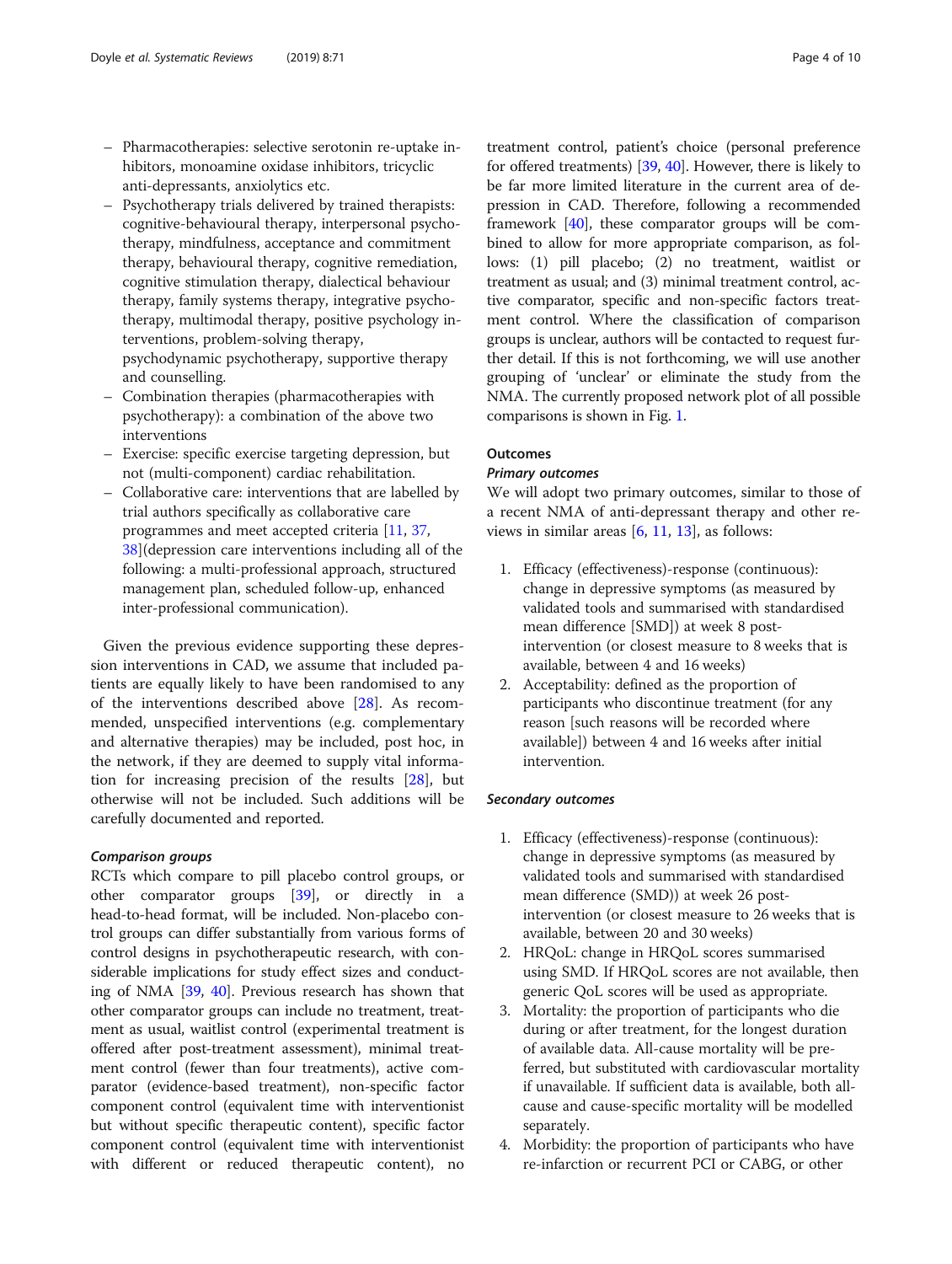- Pharmacotherapies: selective serotonin re-uptake inhibitors, monoamine oxidase inhibitors, tricyclic anti-depressants, anxiolytics etc.
- Psychotherapy trials delivered by trained therapists: cognitive-behavioural therapy, interpersonal psychotherapy, mindfulness, acceptance and commitment therapy, behavioural therapy, cognitive remediation, cognitive stimulation therapy, dialectical behaviour therapy, family systems therapy, integrative psychotherapy, multimodal therapy, positive psychology interventions, problem-solving therapy, psychodynamic psychotherapy, supportive therapy and counselling.
- Combination therapies (pharmacotherapies with psychotherapy): a combination of the above two interventions
- Exercise: specific exercise targeting depression, but not (multi-component) cardiac rehabilitation.
- Collaborative care: interventions that are labelled by trial authors specifically as collaborative care programmes and meet accepted criteria [11, 37, 38](depression care interventions including all of the following: a multi-professional approach, structured management plan, scheduled follow-up, enhanced inter-professional communication).

Given the previous evidence supporting these depression interventions in CAD, we assume that included patients are equally likely to have been randomised to any of the interventions described above [28]. As recommended, unspecified interventions (e.g. complementary and alternative therapies) may be included, post hoc, in the network, if they are deemed to supply vital information for increasing precision of the results [28], but otherwise will not be included. Such additions will be carefully documented and reported.

#### *Comparison groups*

RCTs which compare to pill placebo control groups, or other comparator groups [39], or directly in a head-to-head format, will be included. Non-placebo control groups can differ substantially from various forms of control designs in psychotherapeutic research, with considerable implications for study effect sizes and conducting of NMA [39, 40]. Previous research has shown that other comparator groups can include no treatment, treatment as usual, waitlist control (experimental treatment is offered after post-treatment assessment), minimal treatment control (fewer than four treatments), active comparator (evidence-based treatment), non-specific factor component control (equivalent time with interventionist but without specific therapeutic content), specific factor component control (equivalent time with interventionist with different or reduced therapeutic content), no treatment control, patient's choice (personal preference for offered treatments) [39, 40]. However, there is likely to be far more limited literature in the current area of depression in CAD. Therefore, following a recommended framework [40], these comparator groups will be combined to allow for more appropriate comparison, as follows: (1) pill placebo; (2) no treatment, waitlist or treatment as usual; and (3) minimal treatment control, active comparator, specific and non-specific factors treatment control. Where the classification of comparison groups is unclear, authors will be contacted to request further detail. If this is not forthcoming, we will use another grouping of 'unclear' or eliminate the study from the NMA. The currently proposed network plot of all possible comparisons is shown in Fig. 1.

### Outcomes

#### *Primary outcomes*

We will adopt two primary outcomes, similar to those of a recent NMA of anti-depressant therapy and other reviews in similar areas [6, 11, 13], as follows:

1. Efficacy (effectiveness)-response (continuous): change in depressive symptoms (as measured by validated tools and summarised with standardised mean difference [SMD]) at week 8 post-intervention (or closest measure to 8 weeks that is available, between 4 and 16 weeks)
2. Acceptability: defined as the proportion of participants who discontinue treatment (for any reason [such reasons will be recorded where available]) between 4 and 16 weeks after initial intervention.

#### *Secondary outcomes*

1. Efficacy (effectiveness)-response (continuous): change in depressive symptoms (as measured by validated tools and summarised with standardised mean difference (SMD)) at week 26 post-intervention (or closest measure to 26 weeks that is available, between 20 and 30 weeks)
2. HRQoL: change in HRQoL scores summarised using SMD. If HRQoL scores are not available, then generic QoL scores will be used as appropriate.
3. Mortality: the proportion of participants who die during or after treatment, for the longest duration of available data. All-cause mortality will be preferred, but substituted with cardiovascular mortality if unavailable. If sufficient data is available, both all-cause and cause-specific mortality will be modelled separately.
4. Morbidity: the proportion of participants who have re-infarction or recurrent PCI or CABG, or other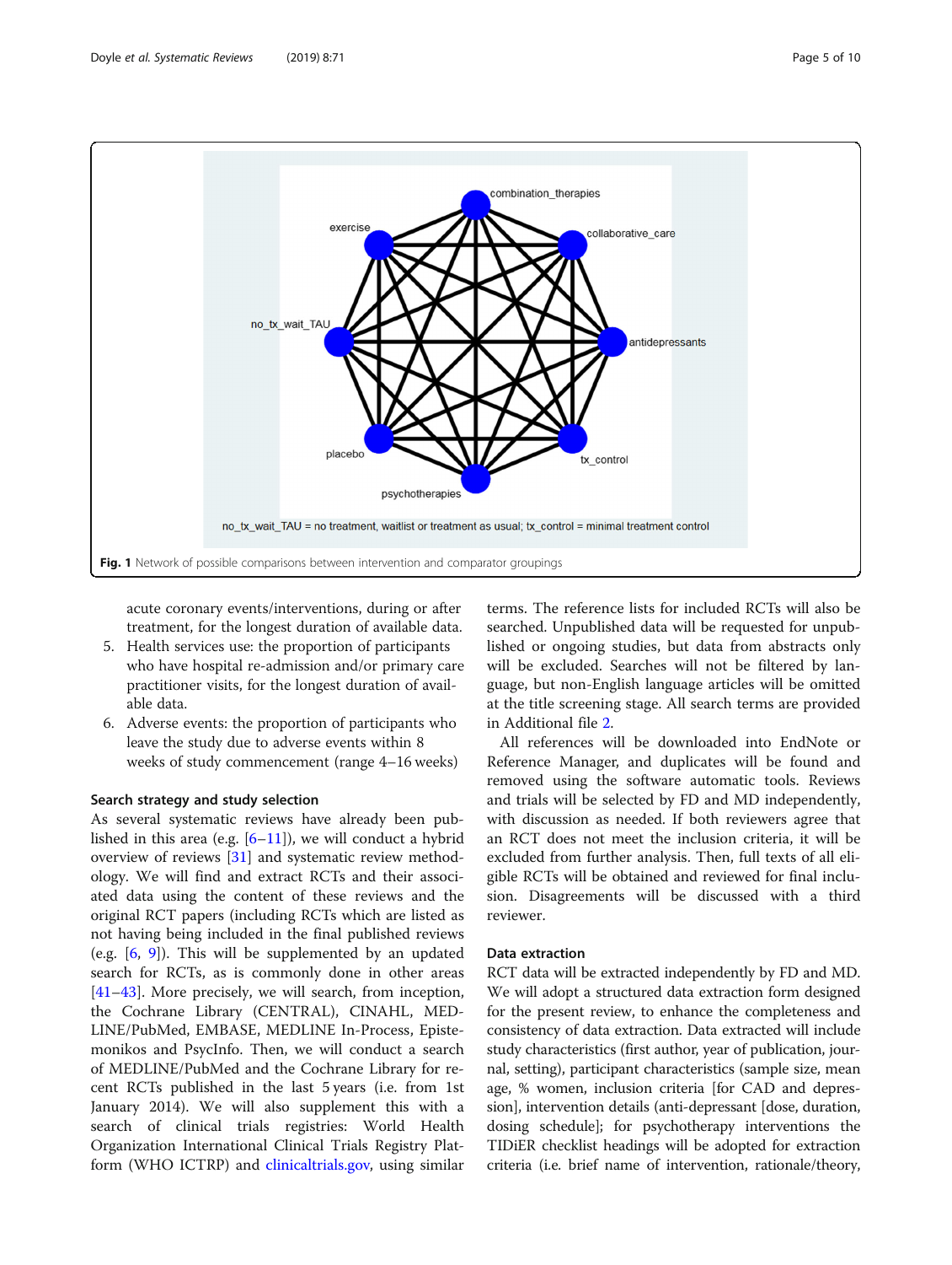no_tx_wait_TAU = no treatment, waitlist or treatment as usual; tx_control = minimal treatment control

**Fig. 1** Network of possible comparisons between intervention and comparator groupings

acute coronary events/interventions, during or after treatment, for the longest duration of available data.

5. Health services use: the proportion of participants who have hospital re-admission and/or primary care practitioner visits, for the longest duration of available data.
6. Adverse events: the proportion of participants who leave the study due to adverse events within 8 weeks of study commencement (range 4–16 weeks)

### Search strategy and study selection

As several systematic reviews have already been published in this area (e.g. [6–11]), we will conduct a hybrid overview of reviews [31] and systematic review methodology. We will find and extract RCTs and their associated data using the content of these reviews and the original RCT papers (including RCTs which are listed as not having being included in the final published reviews (e.g. [6, 9]). This will be supplemented by an updated search for RCTs, as is commonly done in other areas [41–43]. More precisely, we will search, from inception, the Cochrane Library (CENTRAL), CINAHL, MEDLINE/PubMed, EMBASE, MEDLINE In-Process, Epistemonikos and PsycInfo. Then, we will conduct a search of MEDLINE/PubMed and the Cochrane Library for recent RCTs published in the last 5 years (i.e. from 1st January 2014). We will also supplement this with a search of clinical trials registries: World Health Organization International Clinical Trials Registry Platform (WHO ICTRP) and clinicaltrials.gov, using similar terms. The reference lists for included RCTs will also be searched. Unpublished data will be requested for unpublished or ongoing studies, but data from abstracts only will be excluded. Searches will not be filtered by language, but non-English language articles will be omitted at the title screening stage. All search terms are provided in Additional file 2.

All references will be downloaded into EndNote or Reference Manager, and duplicates will be found and removed using the software automatic tools. Reviews and trials will be selected by FD and MD independently, with discussion as needed. If both reviewers agree that an RCT does not meet the inclusion criteria, it will be excluded from further analysis. Then, full texts of all eligible RCTs will be obtained and reviewed for final inclusion. Disagreements will be discussed with a third reviewer.

### Data extraction

RCT data will be extracted independently by FD and MD. We will adopt a structured data extraction form designed for the present review, to enhance the completeness and consistency of data extraction. Data extracted will include study characteristics (first author, year of publication, journal, setting), participant characteristics (sample size, mean age, % women, inclusion criteria [for CAD and depression], intervention details (anti-depressant [dose, duration, dosing schedule]; for psychotherapy interventions the TIDiER checklist headings will be adopted for extraction criteria (i.e. brief name of intervention, rationale/theory,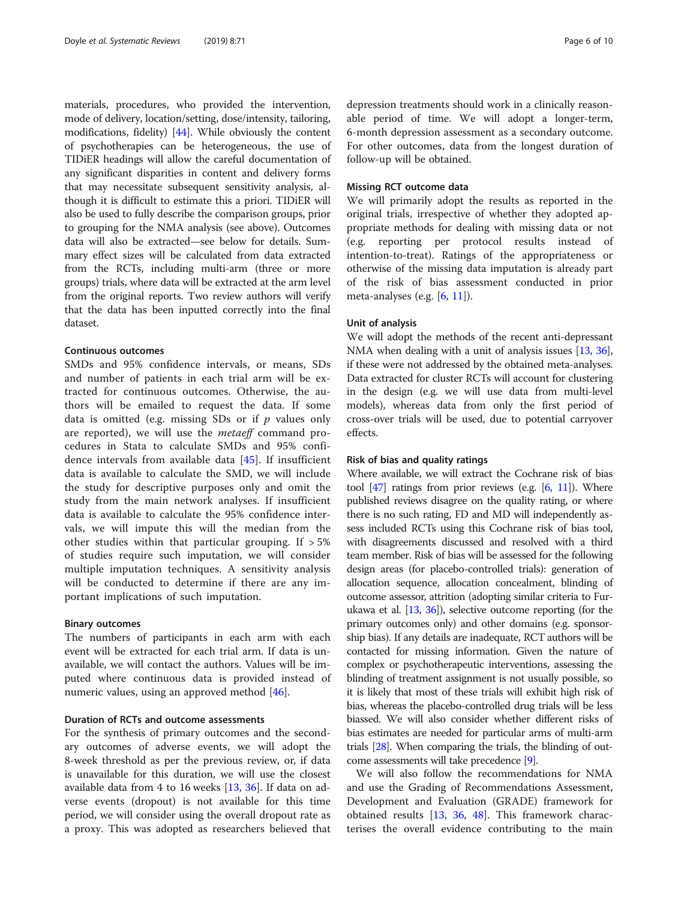materials, procedures, who provided the intervention, mode of delivery, location/setting, dose/intensity, tailoring, modifications, fidelity) [44]. While obviously the content of psychotherapies can be heterogeneous, the use of TIDiER headings will allow the careful documentation of any significant disparities in content and delivery forms that may necessitate subsequent sensitivity analysis, although it is difficult to estimate this a priori. TIDiER will also be used to fully describe the comparison groups, prior to grouping for the NMA analysis (see above). Outcomes data will also be extracted—see below for details. Summary effect sizes will be calculated from data extracted from the RCTs, including multi-arm (three or more groups) trials, where data will be extracted at the arm level from the original reports. Two review authors will verify that the data has been inputted correctly into the final dataset.

#### Continuous outcomes

SMDs and 95% confidence intervals, or means, SDs and number of patients in each trial arm will be extracted for continuous outcomes. Otherwise, the authors will be emailed to request the data. If some data is omitted (e.g. missing SDs or if $p$ values only are reported), we will use the *metaeff* command procedures in Stata to calculate SMDs and 95% confidence intervals from available data [45]. If insufficient data is available to calculate the SMD, we will include the study for descriptive purposes only and omit the study from the main network analyses. If insufficient data is available to calculate the 95% confidence intervals, we will impute this will the median from the other studies within that particular grouping. If > 5% of studies require such imputation, we will consider multiple imputation techniques. A sensitivity analysis will be conducted to determine if there are any important implications of such imputation.

#### Binary outcomes

The numbers of participants in each arm with each event will be extracted for each trial arm. If data is unavailable, we will contact the authors. Values will be imputed where continuous data is provided instead of numeric values, using an approved method [46].

#### Duration of RCTs and outcome assessments

For the synthesis of primary outcomes and the secondary outcomes of adverse events, we will adopt the 8-week threshold as per the previous review, or, if data is unavailable for this duration, we will use the closest available data from 4 to 16 weeks [13, 36]. If data on adverse events (dropout) is not available for this time period, we will consider using the overall dropout rate as a proxy. This was adopted as researchers believed that depression treatments should work in a clinically reasonable period of time. We will adopt a longer-term, 6-month depression assessment as a secondary outcome. For other outcomes, data from the longest duration of follow-up will be obtained.

#### Missing RCT outcome data

We will primarily adopt the results as reported in the original trials, irrespective of whether they adopted appropriate methods for dealing with missing data or not (e.g. reporting per protocol results instead of intention-to-treat). Ratings of the appropriateness or otherwise of the missing data imputation is already part of the risk of bias assessment conducted in prior meta-analyses (e.g. [6, 11]).

#### Unit of analysis

We will adopt the methods of the recent anti-depressant NMA when dealing with a unit of analysis issues [13, 36], if these were not addressed by the obtained meta-analyses. Data extracted for cluster RCTs will account for clustering in the design (e.g. we will use data from multi-level models), whereas data from only the first period of cross-over trials will be used, due to potential carryover effects.

#### Risk of bias and quality ratings

Where available, we will extract the Cochrane risk of bias tool [47] ratings from prior reviews (e.g. [6, 11]). Where published reviews disagree on the quality rating, or where there is no such rating, FD and MD will independently assess included RCTs using this Cochrane risk of bias tool, with disagreements discussed and resolved with a third team member. Risk of bias will be assessed for the following design areas (for placebo-controlled trials): generation of allocation sequence, allocation concealment, blinding of outcome assessor, attrition (adopting similar criteria to Furukawa et al. [13, 36]), selective outcome reporting (for the primary outcomes only) and other domains (e.g. sponsorship bias). If any details are inadequate, RCT authors will be contacted for missing information. Given the nature of complex or psychotherapeutic interventions, assessing the blinding of treatment assignment is not usually possible, so it is likely that most of these trials will exhibit high risk of bias, whereas the placebo-controlled drug trials will be less biassed. We will also consider whether different risks of bias estimates are needed for particular arms of multi-arm trials [28]. When comparing the trials, the blinding of outcome assessments will take precedence [9].

We will also follow the recommendations for NMA and use the Grading of Recommendations Assessment, Development and Evaluation (GRADE) framework for obtained results [13, 36, 48]. This framework characterises the overall evidence contributing to the main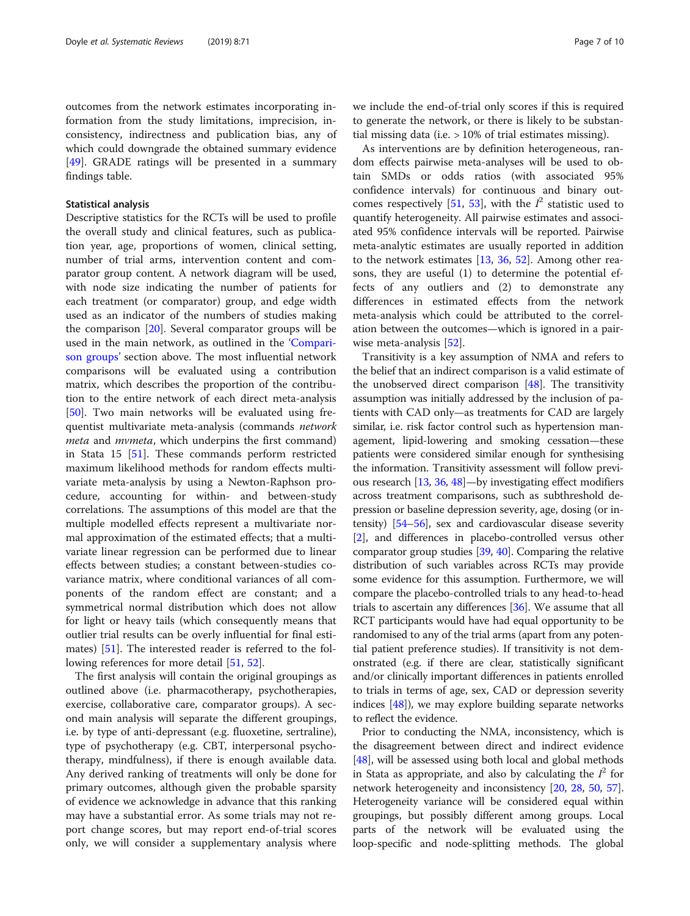outcomes from the network estimates incorporating information from the study limitations, imprecision, inconsistency, indirectness and publication bias, any of which could downgrade the obtained summary evidence [49]. GRADE ratings will be presented in a summary findings table.

#### Statistical analysis

Descriptive statistics for the RCTs will be used to profile the overall study and clinical features, such as publication year, age, proportions of women, clinical setting, number of trial arms, intervention content and comparator group content. A network diagram will be used, with node size indicating the number of patients for each treatment (or comparator) group, and edge width used as an indicator of the numbers of studies making the comparison [20]. Several comparator groups will be used in the main network, as outlined in the 'Comparison groups' section above. The most influential network comparisons will be evaluated using a contribution matrix, which describes the proportion of the contribution to the entire network of each direct meta-analysis [50]. Two main networks will be evaluated using frequentist multivariate meta-analysis (commands *network meta* and *mvmeta*, which underpins the first command) in Stata 15 [51]. These commands perform restricted maximum likelihood methods for random effects multivariate meta-analysis by using a Newton-Raphson procedure, accounting for within- and between-study correlations. The assumptions of this model are that the multiple modelled effects represent a multivariate normal approximation of the estimated effects; that a multivariate linear regression can be performed due to linear effects between studies; a constant between-studies covariance matrix, where conditional variances of all components of the random effect are constant; and a symmetrical normal distribution which does not allow for light or heavy tails (which consequently means that outlier trial results can be overly influential for final estimates) [51]. The interested reader is referred to the following references for more detail [51, 52].

The first analysis will contain the original groupings as outlined above (i.e. pharmacotherapy, psychotherapies, exercise, collaborative care, comparator groups). A second main analysis will separate the different groupings, i.e. by type of anti-depressant (e.g. fluoxetine, sertraline), type of psychotherapy (e.g. CBT, interpersonal psychotherapy, mindfulness), if there is enough available data. Any derived ranking of treatments will only be done for primary outcomes, although given the probable sparsity of evidence we acknowledge in advance that this ranking may have a substantial error. As some trials may not report change scores, but may report end-of-trial scores only, we will consider a supplementary analysis where we include the end-of-trial only scores if this is required to generate the network, or there is likely to be substantial missing data (i.e. > 10% of trial estimates missing).

As interventions are by definition heterogeneous, random effects pairwise meta-analyses will be used to obtain SMDs or odds ratios (with associated 95% confidence intervals) for continuous and binary outcomes respectively [51, 53], with the $I^2$ statistic used to quantify heterogeneity. All pairwise estimates and associated 95% confidence intervals will be reported. Pairwise meta-analytic estimates are usually reported in addition to the network estimates [13, 36, 52]. Among other reasons, they are useful (1) to determine the potential effects of any outliers and (2) to demonstrate any differences in estimated effects from the network meta-analysis which could be attributed to the correlation between the outcomes—which is ignored in a pairwise meta-analysis [52].

Transitivity is a key assumption of NMA and refers to the belief that an indirect comparison is a valid estimate of the unobserved direct comparison [48]. The transitivity assumption was initially addressed by the inclusion of patients with CAD only—as treatments for CAD are largely similar, i.e. risk factor control such as hypertension management, lipid-lowering and smoking cessation—these patients were considered similar enough for synthesising the information. Transitivity assessment will follow previous research [13, 36, 48]—by investigating effect modifiers across treatment comparisons, such as subthreshold depression or baseline depression severity, age, dosing (or intensity) [54–56], sex and cardiovascular disease severity [2], and differences in placebo-controlled versus other comparator group studies [39, 40]. Comparing the relative distribution of such variables across RCTs may provide some evidence for this assumption. Furthermore, we will compare the placebo-controlled trials to any head-to-head trials to ascertain any differences [36]. We assume that all RCT participants would have had equal opportunity to be randomised to any of the trial arms (apart from any potential patient preference studies). If transitivity is not demonstrated (e.g. if there are clear, statistically significant and/or clinically important differences in patients enrolled to trials in terms of age, sex, CAD or depression severity indices [48]), we may explore building separate networks to reflect the evidence.

Prior to conducting the NMA, inconsistency, which is the disagreement between direct and indirect evidence [48], will be assessed using both local and global methods in Stata as appropriate, and also by calculating the $I^2$ for network heterogeneity and inconsistency [20, 28, 50, 57]. Heterogeneity variance will be considered equal within groupings, but possibly different among groups. Local parts of the network will be evaluated using the loop-specific and node-splitting methods. The global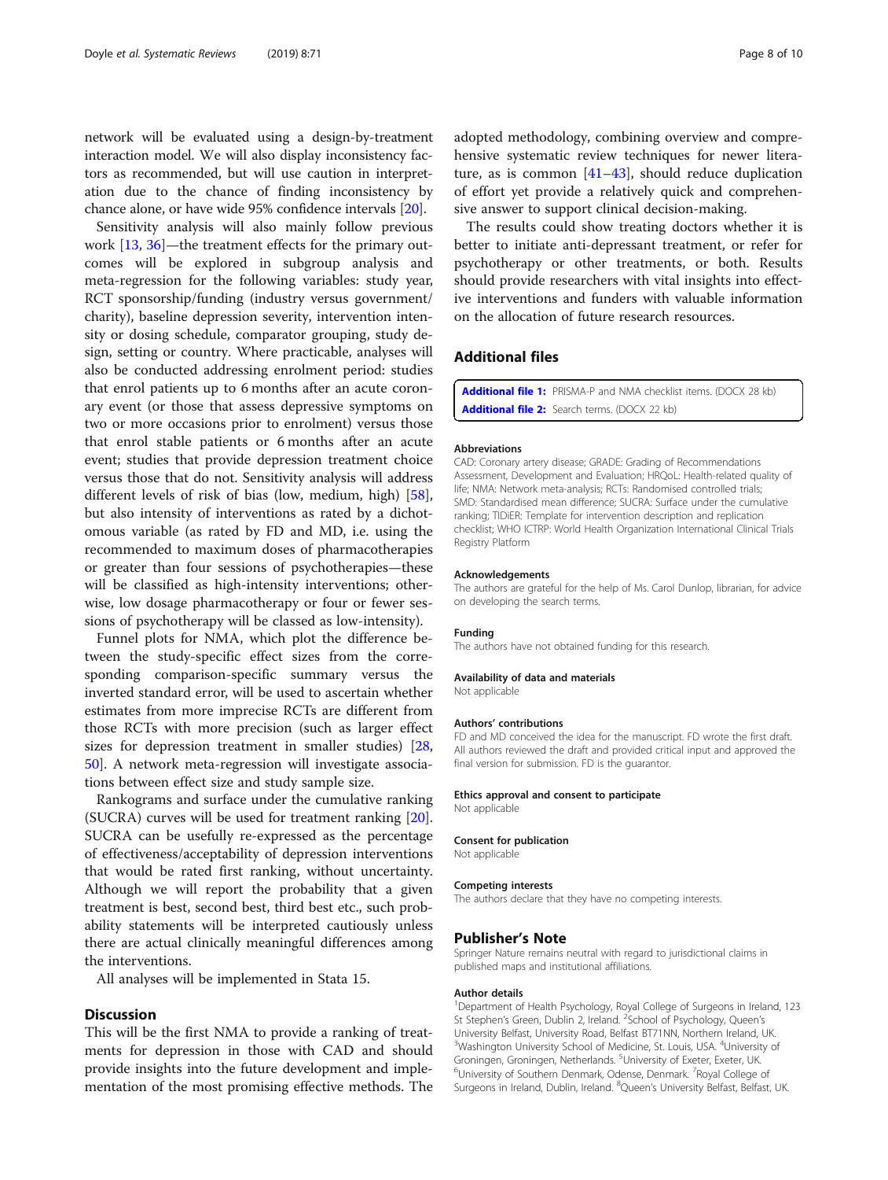network will be evaluated using a design-by-treatment interaction model. We will also display inconsistency factors as recommended, but will use caution in interpretation due to the chance of finding inconsistency by chance alone, or have wide 95% confidence intervals [20].

Sensitivity analysis will also mainly follow previous work [13, 36]—the treatment effects for the primary outcomes will be explored in subgroup analysis and meta-regression for the following variables: study year, RCT sponsorship/funding (industry versus government/charity), baseline depression severity, intervention intensity or dosing schedule, comparator grouping, study design, setting or country. Where practicable, analyses will also be conducted addressing enrolment period: studies that enrol patients up to 6 months after an acute coronary event (or those that assess depressive symptoms on two or more occasions prior to enrolment) versus those that enrol stable patients or 6 months after an acute event; studies that provide depression treatment choice versus those that do not. Sensitivity analysis will address different levels of risk of bias (low, medium, high) [58], but also intensity of interventions as rated by a dichotomous variable (as rated by FD and MD, i.e. using the recommended to maximum doses of pharmacotherapies or greater than four sessions of psychotherapies—these will be classified as high-intensity interventions; otherwise, low dosage pharmacotherapy or four or fewer sessions of psychotherapy will be classed as low-intensity).

Funnel plots for NMA, which plot the difference between the study-specific effect sizes from the corresponding comparison-specific summary versus the inverted standard error, will be used to ascertain whether estimates from more imprecise RCTs are different from those RCTs with more precision (such as larger effect sizes for depression treatment in smaller studies) [28, 50]. A network meta-regression will investigate associations between effect size and study sample size.

Rankograms and surface under the cumulative ranking (SUCRA) curves will be used for treatment ranking [20]. SUCRA can be usefully re-expressed as the percentage of effectiveness/acceptability of depression interventions that would be rated first ranking, without uncertainty. Although we will report the probability that a given treatment is best, second best, third best etc., such probability statements will be interpreted cautiously unless there are actual clinically meaningful differences among the interventions.

All analyses will be implemented in Stata 15.

## Discussion

This will be the first NMA to provide a ranking of treatments for depression in those with CAD and should provide insights into the future development and implementation of the most promising effective methods. The adopted methodology, combining overview and comprehensive systematic review techniques for newer literature, as is common [41–43], should reduce duplication of effort yet provide a relatively quick and comprehensive answer to support clinical decision-making.

The results could show treating doctors whether it is better to initiate anti-depressant treatment, or refer for psychotherapy or other treatments, or both. Results should provide researchers with vital insights into effective interventions and funders with valuable information on the allocation of future research resources.

## Additional files

**Additional file 1:** PRISMA-P and NMA checklist items. (DOCX 28 kb)

**Additional file 2:** Search terms. (DOCX 22 kb)

### Abbreviations

CAD: Coronary artery disease; GRADE: Grading of Recommendations Assessment, Development and Evaluation; HRQoL: Health-related quality of life; NMA: Network meta-analysis; RCTs: Randomised controlled trials; SMD: Standardised mean difference; SUCRA: Surface under the cumulative ranking; TIDiER: Template for intervention description and replication checklist; WHO ICTRP: World Health Organization International Clinical Trials Registry Platform

### Acknowledgements

The authors are grateful for the help of Ms. Carol Dunlop, librarian, for advice on developing the search terms.

### Funding

The authors have not obtained funding for this research.

### Availability of data and materials

Not applicable

### Authors' contributions

FD and MD conceived the idea for the manuscript. FD wrote the first draft. All authors reviewed the draft and provided critical input and approved the final version for submission. FD is the guarantor.

### Ethics approval and consent to participate

Not applicable

### Consent for publication

Not applicable

### Competing interests

The authors declare that they have no competing interests.

## Publisher's Note

Springer Nature remains neutral with regard to jurisdictional claims in published maps and institutional affiliations.

### Author details

[1]Department of Health Psychology, Royal College of Surgeons in Ireland, 123 St Stephen's Green, Dublin 2, Ireland. [2]School of Psychology, Queen's University Belfast, University Road, Belfast BT71NN, Northern Ireland, UK. [3]Washington University School of Medicine, St. Louis, USA. [4]University of Groningen, Groningen, Netherlands. [5]University of Exeter, Exeter, UK. [6]University of Southern Denmark, Odense, Denmark. [7]Royal College of Surgeons in Ireland, Dublin, Ireland. [8]Queen's University Belfast, Belfast, UK.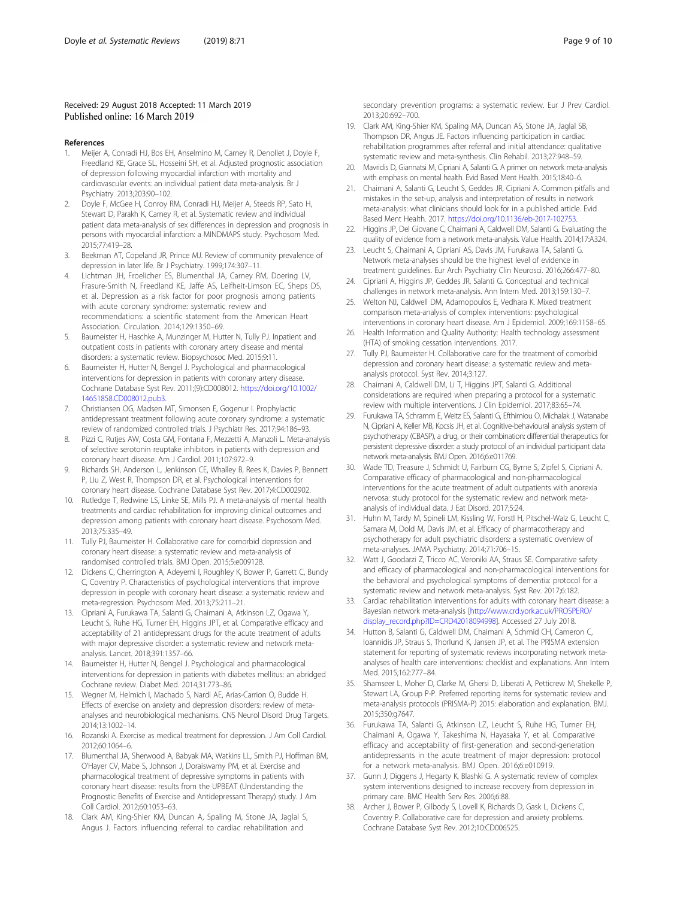Received: 29 August 2018 Accepted: 11 March 2019
Published online: 16 March 2019

## References

1. Meijer A, Conradi HJ, Bos EH, Anselmino M, Carney R, Denollet J, Doyle F, Freedland KE, Grace SL, Hosseini SH, et al. Adjusted prognostic association of depression following myocardial infarction with mortality and cardiovascular events: an individual patient data meta-analysis. Br J Psychiatry. 2013;203:90–102.
2. Doyle F, McGee H, Conroy RM, Conradi HJ, Meijer A, Steeds RP, Sato H, Stewart D, Parakh K, Carney R, et al. Systematic review and individual patient data meta-analysis of sex differences in depression and prognosis in persons with myocardial infarction: a MINDMAPS study. Psychosom Med. 2015;77:419–28.
3. Beekman AT, Copeland JR, Prince MJ. Review of community prevalence of depression in later life. Br J Psychiatry. 1999;174:307–11.
4. Lichtman JH, Froelicher ES, Blumenthal JA, Carney RM, Doering LV, Frasure-Smith N, Freedland KE, Jaffe AS, Leifheit-Limson EC, Sheps DS, et al. Depression as a risk factor for poor prognosis among patients with acute coronary syndrome: systematic review and recommendations: a scientific statement from the American Heart Association. Circulation. 2014;129:1350–69.
5. Baumeister H, Haschke A, Munzinger M, Hutter N, Tully PJ. Inpatient and outpatient costs in patients with coronary artery disease and mental disorders: a systematic review. Biopsychosoc Med. 2015;9:11.
6. Baumeister H, Hutter N, Bengel J. Psychological and pharmacological interventions for depression in patients with coronary artery disease. Cochrane Database Syst Rev. 2011;(9):CD008012. https://doi.org/10.1002/14651858.CD008012.pub3.
7. Christiansen OG, Madsen MT, Simonsen E, Gogenur I. Prophylactic antidepressant treatment following acute coronary syndrome: a systematic review of randomized controlled trials. J Psychiatr Res. 2017;94:186–93.
8. Pizzi C, Rutjes AW, Costa GM, Fontana F, Mezzetti A, Manzoli L. Meta-analysis of selective serotonin reuptake inhibitors in patients with depression and coronary heart disease. Am J Cardiol. 2011;107:972–9.
9. Richards SH, Anderson L, Jenkinson CE, Whalley B, Rees K, Davies P, Bennett P, Liu Z, West R, Thompson DR, et al. Psychological interventions for coronary heart disease. Cochrane Database Syst Rev. 2017;4:CD002902.
10. Rutledge T, Redwine LS, Linke SE, Mills PJ. A meta-analysis of mental health treatments and cardiac rehabilitation for improving clinical outcomes and depression among patients with coronary heart disease. Psychosom Med. 2013;75:335–49.
11. Tully PJ, Baumeister H. Collaborative care for comorbid depression and coronary heart disease: a systematic review and meta-analysis of randomised controlled trials. BMJ Open. 2015;5:e009128.
12. Dickens C, Cherrington A, Adeyemi I, Roughley K, Bower P, Garrett C, Bundy C, Coventry P. Characteristics of psychological interventions that improve depression in people with coronary heart disease: a systematic review and meta-regression. Psychosom Med. 2013;75:211–21.
13. Cipriani A, Furukawa TA, Salanti G, Chaimani A, Atkinson LZ, Ogawa Y, Leucht S, Ruhe HG, Turner EH, Higgins JPT, et al. Comparative efficacy and acceptability of 21 antidepressant drugs for the acute treatment of adults with major depressive disorder: a systematic review and network meta-analysis. Lancet. 2018;391:1357–66.
14. Baumeister H, Hutter N, Bengel J. Psychological and pharmacological interventions for depression in patients with diabetes mellitus: an abridged Cochrane review. Diabet Med. 2014;31:773–86.
15. Wegner M, Helmich I, Machado S, Nardi AE, Arias-Carrion O, Budde H. Effects of exercise on anxiety and depression disorders: review of meta-analyses and neurobiological mechanisms. CNS Neurol Disord Drug Targets. 2014;13:1002–14.
16. Rozanski A. Exercise as medical treatment for depression. J Am Coll Cardiol. 2012;60:1064–6.
17. Blumenthal JA, Sherwood A, Babyak MA, Watkins LL, Smith PJ, Hoffman BM, O'Hayer CV, Mabe S, Johnson J, Doraiswamy PM, et al. Exercise and pharmacological treatment of depressive symptoms in patients with coronary heart disease: results from the UPBEAT (Understanding the Prognostic Benefits of Exercise and Antidepressant Therapy) study. J Am Coll Cardiol. 2012;60:1053–63.
18. Clark AM, King-Shier KM, Duncan A, Spaling M, Stone JA, Jaglal S, Angus J. Factors influencing referral to cardiac rehabilitation and secondary prevention programs: a systematic review. Eur J Prev Cardiol. 2013;20:692–700.
19. Clark AM, King-Shier KM, Spaling MA, Duncan AS, Stone JA, Jaglal SB, Thompson DR, Angus JE. Factors influencing participation in cardiac rehabilitation programmes after referral and initial attendance: qualitative systematic review and meta-synthesis. Clin Rehabil. 2013;27:948–59.
20. Mavridis D, Giannatsi M, Cipriani A, Salanti G. A primer on network meta-analysis with emphasis on mental health. Evid Based Ment Health. 2015;18:40–6.
21. Chaimani A, Salanti G, Leucht S, Geddes JR, Cipriani A. Common pitfalls and mistakes in the set-up, analysis and interpretation of results in network meta-analysis: what clinicians should look for in a published article. Evid Based Ment Health. 2017. https://doi.org/10.1136/eb-2017-102753.
22. Higgins JP, Del Giovane C, Chaimani A, Caldwell DM, Salanti G. Evaluating the quality of evidence from a network meta-analysis. Value Health. 2014;17:A324.
23. Leucht S, Chaimani A, Cipriani AS, Davis JM, Furukawa TA, Salanti G. Network meta-analyses should be the highest level of evidence in treatment guidelines. Eur Arch Psychiatry Clin Neurosci. 2016;266:477–80.
24. Cipriani A, Higgins JP, Geddes JR, Salanti G. Conceptual and technical challenges in network meta-analysis. Ann Intern Med. 2013;159:130–7.
25. Welton NJ, Caldwell DM, Adamopoulos E, Vedhara K. Mixed treatment comparison meta-analysis of complex interventions: psychological interventions in coronary heart disease. Am J Epidemiol. 2009;169:1158–65.
26. Health Information and Quality Authority: Health technology assessment (HTA) of smoking cessation interventions. 2017.
27. Tully PJ, Baumeister H. Collaborative care for the treatment of comorbid depression and coronary heart disease: a systematic review and meta-analysis protocol. Syst Rev. 2014;3:127.
28. Chaimani A, Caldwell DM, Li T, Higgins JPT, Salanti G. Additional considerations are required when preparing a protocol for a systematic review with multiple interventions. J Clin Epidemiol. 2017;83:65–74.
29. Furukawa TA, Schramm E, Weitz ES, Salanti G, Efthimiou O, Michalak J, Watanabe N, Cipriani A, Keller MB, Kocsis JH, et al. Cognitive-behavioural analysis system of psychotherapy (CBASP), a drug, or their combination: differential therapeutics for persistent depressive disorder: a study protocol of an individual participant data network meta-analysis. BMJ Open. 2016;6:e011769.
30. Wade TD, Treasure J, Schmidt U, Fairburn CG, Byrne S, Zipfel S, Cipriani A. Comparative efficacy of pharmacological and non-pharmacological interventions for the acute treatment of adult outpatients with anorexia nervosa: study protocol for the systematic review and network meta-analysis of individual data. J Eat Disord. 2017;5:24.
31. Huhn M, Tardy M, Spineli LM, Kissling W, Forstl H, Pitschel-Walz G, Leucht C, Samara M, Dold M, Davis JM, et al. Efficacy of pharmacotherapy and psychotherapy for adult psychiatric disorders: a systematic overview of meta-analyses. JAMA Psychiatry. 2014;71:706–15.
32. Watt J, Goodarzi Z, Tricco AC, Veroniki AA, Straus SE. Comparative safety and efficacy of pharmacological and non-pharmacological interventions for the behavioral and psychological symptoms of dementia: protocol for a systematic review and network meta-analysis. Syst Rev. 2017;6:182.
33. Cardiac rehabilitation interventions for adults with coronary heart disease: a Bayesian network meta-analysis [http://www.crd.york.ac.uk/PROSPERO/display_record.php?ID=CRD42018094998]. Accessed 27 July 2018.
34. Hutton B, Salanti G, Caldwell DM, Chaimani A, Schmid CH, Cameron C, Ioannidis JP, Straus S, Thorlund K, Jansen JP, et al. The PRISMA extension statement for reporting of systematic reviews incorporating network meta-analyses of health care interventions: checklist and explanations. Ann Intern Med. 2015;162:777–84.
35. Shamseer L, Moher D, Clarke M, Ghersi D, Liberati A, Petticrew M, Shekelle P, Stewart LA, Group P-P. Preferred reporting items for systematic review and meta-analysis protocols (PRISMA-P) 2015: elaboration and explanation. BMJ. 2015;350:g7647.
36. Furukawa TA, Salanti G, Atkinson LZ, Leucht S, Ruhe HG, Turner EH, Chaimani A, Ogawa Y, Takeshima N, Hayasaka Y, et al. Comparative efficacy and acceptability of first-generation and second-generation antidepressants in the acute treatment of major depression: protocol for a network meta-analysis. BMJ Open. 2016;6:e010919.
37. Gunn J, Diggens J, Hegarty K, Blashki G. A systematic review of complex system interventions designed to increase recovery from depression in primary care. BMC Health Serv Res. 2006;6:88.
38. Archer J, Bower P, Gilbody S, Lovell K, Richards D, Gask L, Dickens C, Coventry P. Collaborative care for depression and anxiety problems. Cochrane Database Syst Rev. 2012;10:CD006525.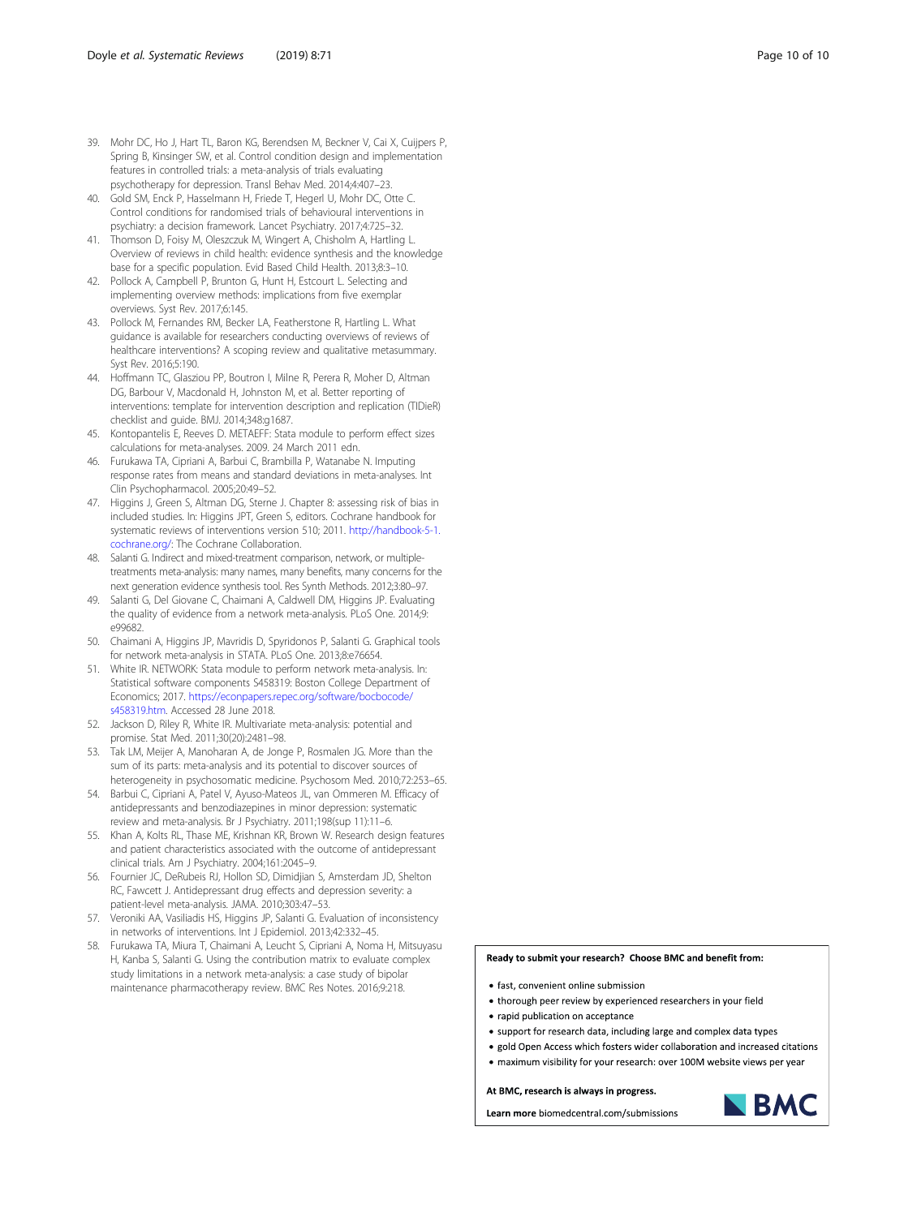39. Mohr DC, Ho J, Hart TL, Baron KG, Berendsen M, Beckner V, Cai X, Cuijpers P, Spring B, Kinsinger SW, et al. Control condition design and implementation features in controlled trials: a meta-analysis of trials evaluating psychotherapy for depression. Transl Behav Med. 2014;4:407–23.
40. Gold SM, Enck P, Hasselmann H, Friede T, Hegerl U, Mohr DC, Otte C. Control conditions for randomised trials of behavioural interventions in psychiatry: a decision framework. Lancet Psychiatry. 2017;4:725–32.
41. Thomson D, Foisy M, Oleszczuk M, Wingert A, Chisholm A, Hartling L. Overview of reviews in child health: evidence synthesis and the knowledge base for a specific population. Evid Based Child Health. 2013;8:3–10.
42. Pollock A, Campbell P, Brunton G, Hunt H, Estcourt L. Selecting and implementing overview methods: implications from five exemplar overviews. Syst Rev. 2017;6:145.
43. Pollock M, Fernandes RM, Becker LA, Featherstone R, Hartling L. What guidance is available for researchers conducting overviews of reviews of healthcare interventions? A scoping review and qualitative metasummary. Syst Rev. 2016;5:190.
44. Hoffmann TC, Glasziou PP, Boutron I, Milne R, Perera R, Moher D, Altman DG, Barbour V, Macdonald H, Johnston M, et al. Better reporting of interventions: template for intervention description and replication (TIDieR) checklist and guide. BMJ. 2014;348:g1687.
45. Kontopantelis E, Reeves D. METAEFF: Stata module to perform effect sizes calculations for meta-analyses. 2009. 24 March 2011 edn.
46. Furukawa TA, Cipriani A, Barbui C, Brambilla P, Watanabe N. Imputing response rates from means and standard deviations in meta-analyses. Int Clin Psychopharmacol. 2005;20:49–52.
47. Higgins J, Green S, Altman DG, Sterne J. Chapter 8: assessing risk of bias in included studies. In: Higgins JPT, Green S, editors. Cochrane handbook for systematic reviews of interventions version 510; 2011. http://handbook-5-1.cochrane.org/: The Cochrane Collaboration.
48. Salanti G. Indirect and mixed-treatment comparison, network, or multiple-treatments meta-analysis: many names, many benefits, many concerns for the next generation evidence synthesis tool. Res Synth Methods. 2012;3:80–97.
49. Salanti G, Del Giovane C, Chaimani A, Caldwell DM, Higgins JP. Evaluating the quality of evidence from a network meta-analysis. PLoS One. 2014;9:e99682.
50. Chaimani A, Higgins JP, Mavridis D, Spyridonos P, Salanti G. Graphical tools for network meta-analysis in STATA. PLoS One. 2013;8:e76654.
51. White IR. NETWORK: Stata module to perform network meta-analysis. In: Statistical software components S458319: Boston College Department of Economics; 2017. https://econpapers.repec.org/software/bocbocode/s458319.htm. Accessed 28 June 2018.
52. Jackson D, Riley R, White IR. Multivariate meta-analysis: potential and promise. Stat Med. 2011;30(20):2481–98.
53. Tak LM, Meijer A, Manoharan A, de Jonge P, Rosmalen JG. More than the sum of its parts: meta-analysis and its potential to discover sources of heterogeneity in psychosomatic medicine. Psychosom Med. 2010;72:253–65.
54. Barbui C, Cipriani A, Patel V, Ayuso-Mateos JL, van Ommeren M. Efficacy of antidepressants and benzodiazepines in minor depression: systematic review and meta-analysis. Br J Psychiatry. 2011;198(sup 11):11–6.
55. Khan A, Kolts RL, Thase ME, Krishnan KR, Brown W. Research design features and patient characteristics associated with the outcome of antidepressant clinical trials. Am J Psychiatry. 2004;161:2045–9.
56. Fournier JC, DeRubeis RJ, Hollon SD, Dimidjian S, Amsterdam JD, Shelton RC, Fawcett J. Antidepressant drug effects and depression severity: a patient-level meta-analysis. JAMA. 2010;303:47–53.
57. Veroniki AA, Vasiliadis HS, Higgins JP, Salanti G. Evaluation of inconsistency in networks of interventions. Int J Epidemiol. 2013;42:332–45.
58. Furukawa TA, Miura T, Chaimani A, Leucht S, Cipriani A, Noma H, Mitsuyasu H, Kanba S, Salanti G. Using the contribution matrix to evaluate complex study limitations in a network meta-analysis: a case study of bipolar maintenance pharmacotherapy review. BMC Res Notes. 2016;9:218.

**Ready to submit your research? Choose BMC and benefit from:**

- fast, convenient online submission
- thorough peer review by experienced researchers in your field
- rapid publication on acceptance
- support for research data, including large and complex data types
- gold Open Access which fosters wider collaboration and increased citations
- maximum visibility for your research: over 100M website views per year

**At BMC, research is always in progress.**

**Learn more** biomedcentral.com/submissions

BMC